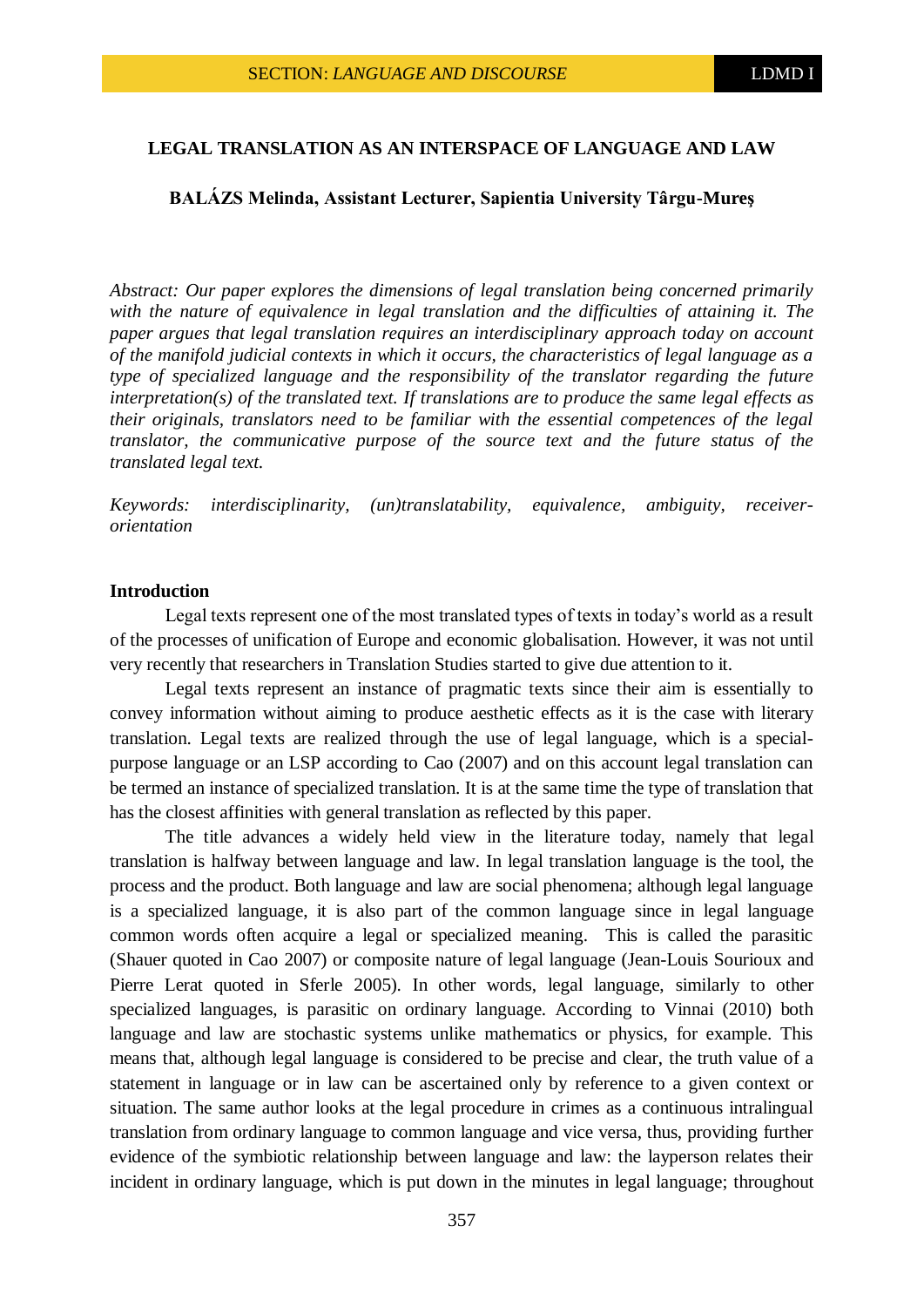# LEGAL TRANSLATION AS AN INTERSPACE OF LANGUAGE AND LAW

**BALÁZS Melinda, Assistant Lecturer, Sapientia University Târgu-Mureş**

*Abstract: Our paper explores the dimensions of legal translation being concerned primarily with the nature of equivalence in legal translation and the difficulties of attaining it. The paper argues that legal translation requires an interdisciplinary approach today on account of the manifold judicial contexts in which it occurs, the characteristics of legal language as a type of specialized language and the responsibility of the translator regarding the future interpretation(s) of the translated text. If translations are to produce the same legal effects as their originals, translators need to be familiar with the essential competences of the legal translator, the communicative purpose of the source text and the future status of the translated legal text.*

*Keywords: interdisciplinarity, (un)translatability, equivalence, ambiguity, receiver-orientation*

## Introduction

Legal texts represent one of the most translated types of texts in today's world as a result of the processes of unification of Europe and economic globalisation. However, it was not until very recently that researchers in Translation Studies started to give due attention to it.

Legal texts represent an instance of pragmatic texts since their aim is essentially to convey information without aiming to produce aesthetic effects as it is the case with literary translation. Legal texts are realized through the use of legal language, which is a special-purpose language or an LSP according to Cao (2007) and on this account legal translation can be termed an instance of specialized translation. It is at the same time the type of translation that has the closest affinities with general translation as reflected by this paper.

The title advances a widely held view in the literature today, namely that legal translation is halfway between language and law. In legal translation language is the tool, the process and the product. Both language and law are social phenomena; although legal language is a specialized language, it is also part of the common language since in legal language common words often acquire a legal or specialized meaning. This is called the parasitic (Shauer quoted in Cao 2007) or composite nature of legal language (Jean-Louis Sourioux and Pierre Lerat quoted in Sferle 2005). In other words, legal language, similarly to other specialized languages, is parasitic on ordinary language. According to Vinnai (2010) both language and law are stochastic systems unlike mathematics or physics, for example. This means that, although legal language is considered to be precise and clear, the truth value of a statement in language or in law can be ascertained only by reference to a given context or situation. The same author looks at the legal procedure in crimes as a continuous intralingual translation from ordinary language to common language and vice versa, thus, providing further evidence of the symbiotic relationship between language and law: the layperson relates their incident in ordinary language, which is put down in the minutes in legal language; throughout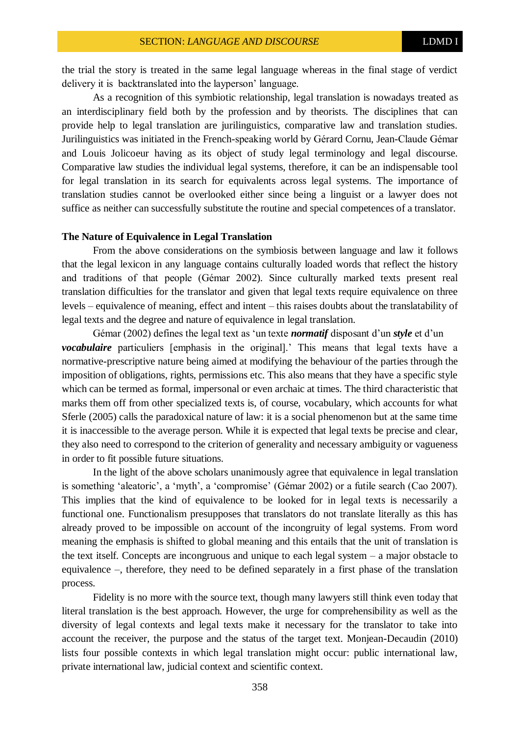the trial the story is treated in the same legal language whereas in the final stage of verdict delivery it is backtranslated into the layperson' language.

As a recognition of this symbiotic relationship, legal translation is nowadays treated as an interdisciplinary field both by the profession and by theorists. The disciplines that can provide help to legal translation are jurilinguistics, comparative law and translation studies. Jurilinguistics was initiated in the French-speaking world by Gérard Cornu, Jean-Claude Gémar and Louis Jolicoeur having as its object of study legal terminology and legal discourse. Comparative law studies the individual legal systems, therefore, it can be an indispensable tool for legal translation in its search for equivalents across legal systems. The importance of translation studies cannot be overlooked either since being a linguist or a lawyer does not suffice as neither can successfully substitute the routine and special competences of a translator.

**The Nature of Equivalence in Legal Translation**

From the above considerations on the symbiosis between language and law it follows that the legal lexicon in any language contains culturally loaded words that reflect the history and traditions of that people (Gémar 2002). Since culturally marked texts present real translation difficulties for the translator and given that legal texts require equivalence on three levels – equivalence of meaning, effect and intent – this raises doubts about the translatability of legal texts and the degree and nature of equivalence in legal translation.

Gémar (2002) defines the legal text as 'un texte ***normatif*** disposant d'un ***style*** et d'un ***vocabulaire*** particuliers [emphasis in the original].' This means that legal texts have a normative-prescriptive nature being aimed at modifying the behaviour of the parties through the imposition of obligations, rights, permissions etc. This also means that they have a specific style which can be termed as formal, impersonal or even archaic at times. The third characteristic that marks them off from other specialized texts is, of course, vocabulary, which accounts for what Sferle (2005) calls the paradoxical nature of law: it is a social phenomenon but at the same time it is inaccessible to the average person. While it is expected that legal texts be precise and clear, they also need to correspond to the criterion of generality and necessary ambiguity or vagueness in order to fit possible future situations.

In the light of the above scholars unanimously agree that equivalence in legal translation is something 'aleatoric', a 'myth', a 'compromise' (Gémar 2002) or a futile search (Cao 2007). This implies that the kind of equivalence to be looked for in legal texts is necessarily a functional one. Functionalism presupposes that translators do not translate literally as this has already proved to be impossible on account of the incongruity of legal systems. From word meaning the emphasis is shifted to global meaning and this entails that the unit of translation is the text itself. Concepts are incongruous and unique to each legal system – a major obstacle to equivalence –, therefore, they need to be defined separately in a first phase of the translation process.

Fidelity is no more with the source text, though many lawyers still think even today that literal translation is the best approach. However, the urge for comprehensibility as well as the diversity of legal contexts and legal texts make it necessary for the translator to take into account the receiver, the purpose and the status of the target text. Monjean-Decaudin (2010) lists four possible contexts in which legal translation might occur: public international law, private international law, judicial context and scientific context.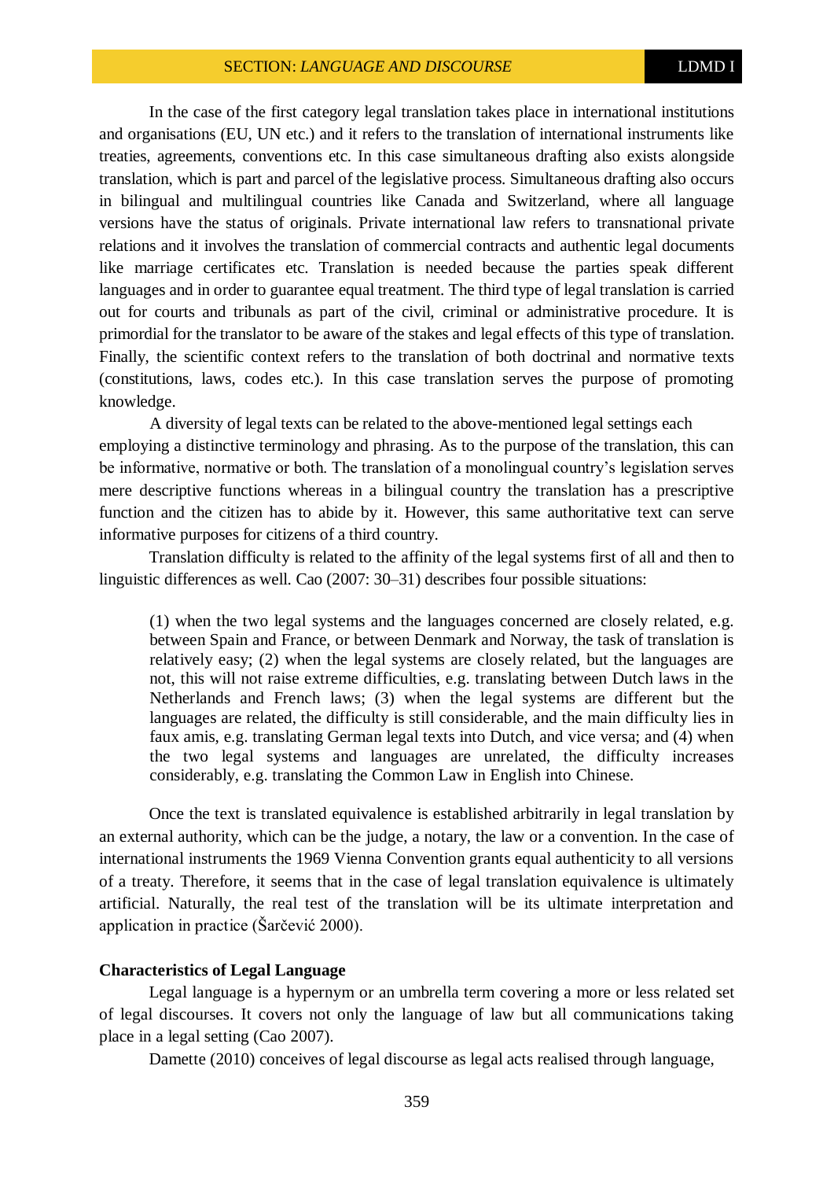In the case of the first category legal translation takes place in international institutions and organisations (EU, UN etc.) and it refers to the translation of international instruments like treaties, agreements, conventions etc. In this case simultaneous drafting also exists alongside translation, which is part and parcel of the legislative process. Simultaneous drafting also occurs in bilingual and multilingual countries like Canada and Switzerland, where all language versions have the status of originals. Private international law refers to transnational private relations and it involves the translation of commercial contracts and authentic legal documents like marriage certificates etc. Translation is needed because the parties speak different languages and in order to guarantee equal treatment. The third type of legal translation is carried out for courts and tribunals as part of the civil, criminal or administrative procedure. It is primordial for the translator to be aware of the stakes and legal effects of this type of translation. Finally, the scientific context refers to the translation of both doctrinal and normative texts (constitutions, laws, codes etc.). In this case translation serves the purpose of promoting knowledge.

A diversity of legal texts can be related to the above-mentioned legal settings each employing a distinctive terminology and phrasing. As to the purpose of the translation, this can be informative, normative or both. The translation of a monolingual country's legislation serves mere descriptive functions whereas in a bilingual country the translation has a prescriptive function and the citizen has to abide by it. However, this same authoritative text can serve informative purposes for citizens of a third country.

Translation difficulty is related to the affinity of the legal systems first of all and then to linguistic differences as well. Cao (2007: 30–31) describes four possible situations:

> (1) when the two legal systems and the languages concerned are closely related, e.g. between Spain and France, or between Denmark and Norway, the task of translation is relatively easy; (2) when the legal systems are closely related, but the languages are not, this will not raise extreme difficulties, e.g. translating between Dutch laws in the Netherlands and French laws; (3) when the legal systems are different but the languages are related, the difficulty is still considerable, and the main difficulty lies in faux amis, e.g. translating German legal texts into Dutch, and vice versa; and (4) when the two legal systems and languages are unrelated, the difficulty increases considerably, e.g. translating the Common Law in English into Chinese.

Once the text is translated equivalence is established arbitrarily in legal translation by an external authority, which can be the judge, a notary, the law or a convention. In the case of international instruments the 1969 Vienna Convention grants equal authenticity to all versions of a treaty. Therefore, it seems that in the case of legal translation equivalence is ultimately artificial. Naturally, the real test of the translation will be its ultimate interpretation and application in practice (Šarčević 2000).

**Characteristics of Legal Language**

Legal language is a hypernym or an umbrella term covering a more or less related set of legal discourses. It covers not only the language of law but all communications taking place in a legal setting (Cao 2007).

Damette (2010) conceives of legal discourse as legal acts realised through language,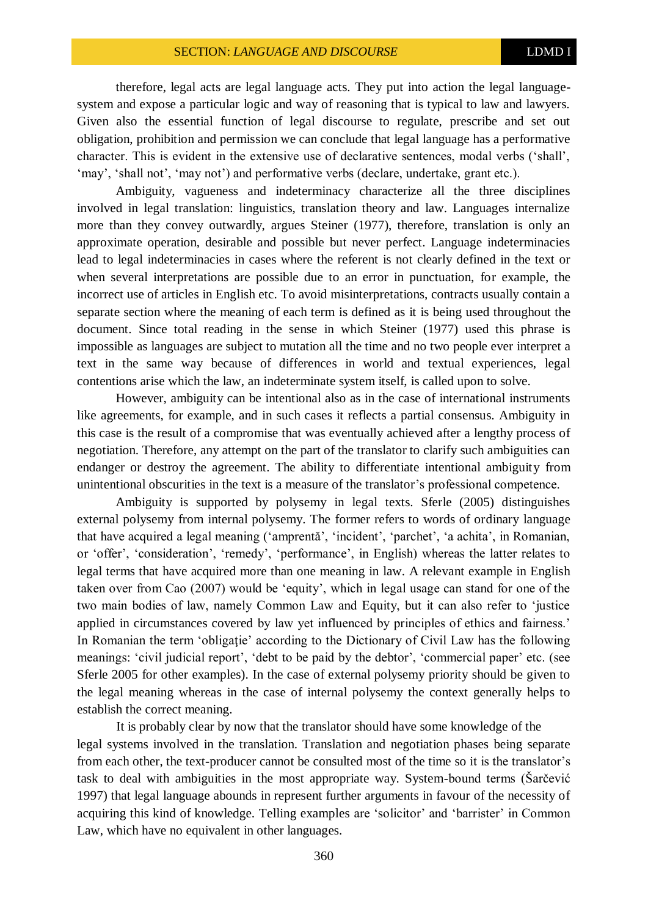therefore, legal acts are legal language acts. They put into action the legal language-system and expose a particular logic and way of reasoning that is typical to law and lawyers. Given also the essential function of legal discourse to regulate, prescribe and set out obligation, prohibition and permission we can conclude that legal language has a performative character. This is evident in the extensive use of declarative sentences, modal verbs ('shall', 'may', 'shall not', 'may not') and performative verbs (declare, undertake, grant etc.).

Ambiguity, vagueness and indeterminacy characterize all the three disciplines involved in legal translation: linguistics, translation theory and law. Languages internalize more than they convey outwardly, argues Steiner (1977), therefore, translation is only an approximate operation, desirable and possible but never perfect. Language indeterminacies lead to legal indeterminacies in cases where the referent is not clearly defined in the text or when several interpretations are possible due to an error in punctuation, for example, the incorrect use of articles in English etc. To avoid misinterpretations, contracts usually contain a separate section where the meaning of each term is defined as it is being used throughout the document. Since total reading in the sense in which Steiner (1977) used this phrase is impossible as languages are subject to mutation all the time and no two people ever interpret a text in the same way because of differences in world and textual experiences, legal contentions arise which the law, an indeterminate system itself, is called upon to solve.

However, ambiguity can be intentional also as in the case of international instruments like agreements, for example, and in such cases it reflects a partial consensus. Ambiguity in this case is the result of a compromise that was eventually achieved after a lengthy process of negotiation. Therefore, any attempt on the part of the translator to clarify such ambiguities can endanger or destroy the agreement. The ability to differentiate intentional ambiguity from unintentional obscurities in the text is a measure of the translator's professional competence.

Ambiguity is supported by polysemy in legal texts. Sferle (2005) distinguishes external polysemy from internal polysemy. The former refers to words of ordinary language that have acquired a legal meaning ('amprentă', 'incident', 'parchet', 'a achita', in Romanian, or 'offer', 'consideration', 'remedy', 'performance', in English) whereas the latter relates to legal terms that have acquired more than one meaning in law. A relevant example in English taken over from Cao (2007) would be 'equity', which in legal usage can stand for one of the two main bodies of law, namely Common Law and Equity, but it can also refer to 'justice applied in circumstances covered by law yet influenced by principles of ethics and fairness.' In Romanian the term 'obligaţie' according to the Dictionary of Civil Law has the following meanings: 'civil judicial report', 'debt to be paid by the debtor', 'commercial paper' etc. (see Sferle 2005 for other examples). In the case of external polysemy priority should be given to the legal meaning whereas in the case of internal polysemy the context generally helps to establish the correct meaning.

It is probably clear by now that the translator should have some knowledge of the legal systems involved in the translation. Translation and negotiation phases being separate from each other, the text-producer cannot be consulted most of the time so it is the translator's task to deal with ambiguities in the most appropriate way. System-bound terms (Šarčević 1997) that legal language abounds in represent further arguments in favour of the necessity of acquiring this kind of knowledge. Telling examples are 'solicitor' and 'barrister' in Common Law, which have no equivalent in other languages.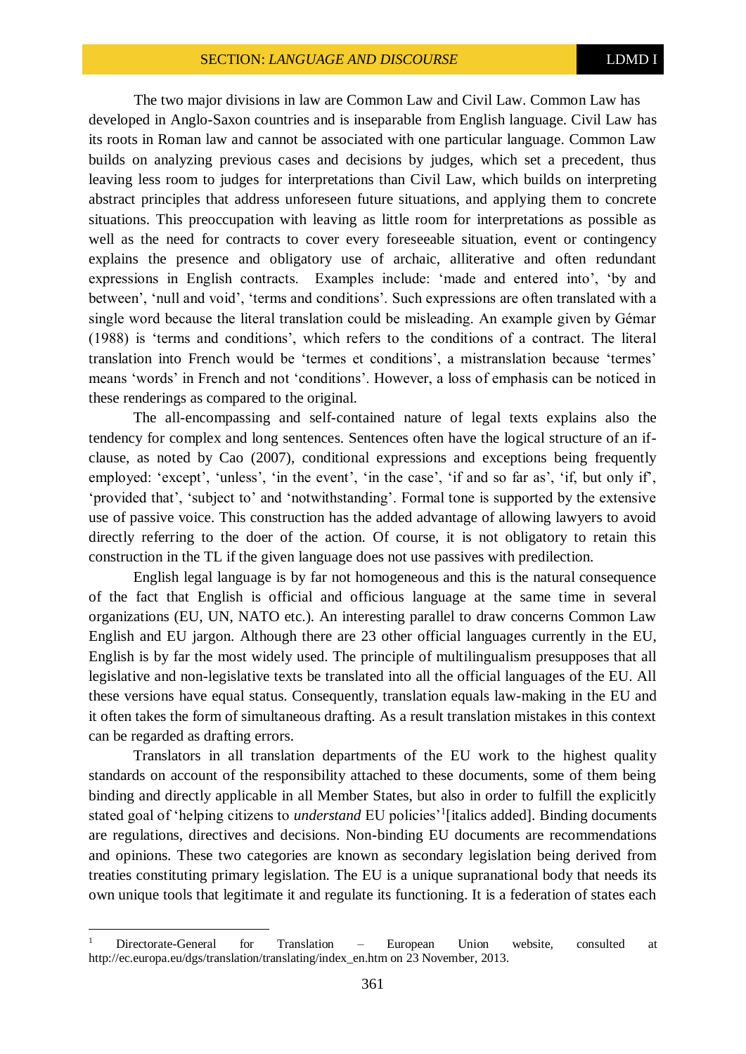The two major divisions in law are Common Law and Civil Law. Common Law has developed in Anglo-Saxon countries and is inseparable from English language. Civil Law has its roots in Roman law and cannot be associated with one particular language. Common Law builds on analyzing previous cases and decisions by judges, which set a precedent, thus leaving less room to judges for interpretations than Civil Law, which builds on interpreting abstract principles that address unforeseen future situations, and applying them to concrete situations. This preoccupation with leaving as little room for interpretations as possible as well as the need for contracts to cover every foreseeable situation, event or contingency explains the presence and obligatory use of archaic, alliterative and often redundant expressions in English contracts. Examples include: 'made and entered into', 'by and between', 'null and void', 'terms and conditions'. Such expressions are often translated with a single word because the literal translation could be misleading. An example given by Gémar (1988) is 'terms and conditions', which refers to the conditions of a contract. The literal translation into French would be 'termes et conditions', a mistranslation because 'termes' means 'words' in French and not 'conditions'. However, a loss of emphasis can be noticed in these renderings as compared to the original.

The all-encompassing and self-contained nature of legal texts explains also the tendency for complex and long sentences. Sentences often have the logical structure of an if-clause, as noted by Cao (2007), conditional expressions and exceptions being frequently employed: 'except', 'unless', 'in the event', 'in the case', 'if and so far as', 'if, but only if', 'provided that', 'subject to' and 'notwithstanding'. Formal tone is supported by the extensive use of passive voice. This construction has the added advantage of allowing lawyers to avoid directly referring to the doer of the action. Of course, it is not obligatory to retain this construction in the TL if the given language does not use passives with predilection.

English legal language is by far not homogeneous and this is the natural consequence of the fact that English is official and officious language at the same time in several organizations (EU, UN, NATO etc.). An interesting parallel to draw concerns Common Law English and EU jargon. Although there are 23 other official languages currently in the EU, English is by far the most widely used. The principle of multilingualism presupposes that all legislative and non-legislative texts be translated into all the official languages of the EU. All these versions have equal status. Consequently, translation equals law-making in the EU and it often takes the form of simultaneous drafting. As a result translation mistakes in this context can be regarded as drafting errors.

Translators in all translation departments of the EU work to the highest quality standards on account of the responsibility attached to these documents, some of them being binding and directly applicable in all Member States, but also in order to fulfill the explicitly stated goal of 'helping citizens to *understand* EU policies'[1][italics added]. Binding documents are regulations, directives and decisions. Non-binding EU documents are recommendations and opinions. These two categories are known as secondary legislation being derived from treaties constituting primary legislation. The EU is a unique supranational body that needs its own unique tools that legitimate it and regulate its functioning. It is a federation of states each

---

[1] Directorate-General for Translation – European Union website, consulted at http://ec.europa.eu/dgs/translation/translating/index_en.htm on 23 November, 2013.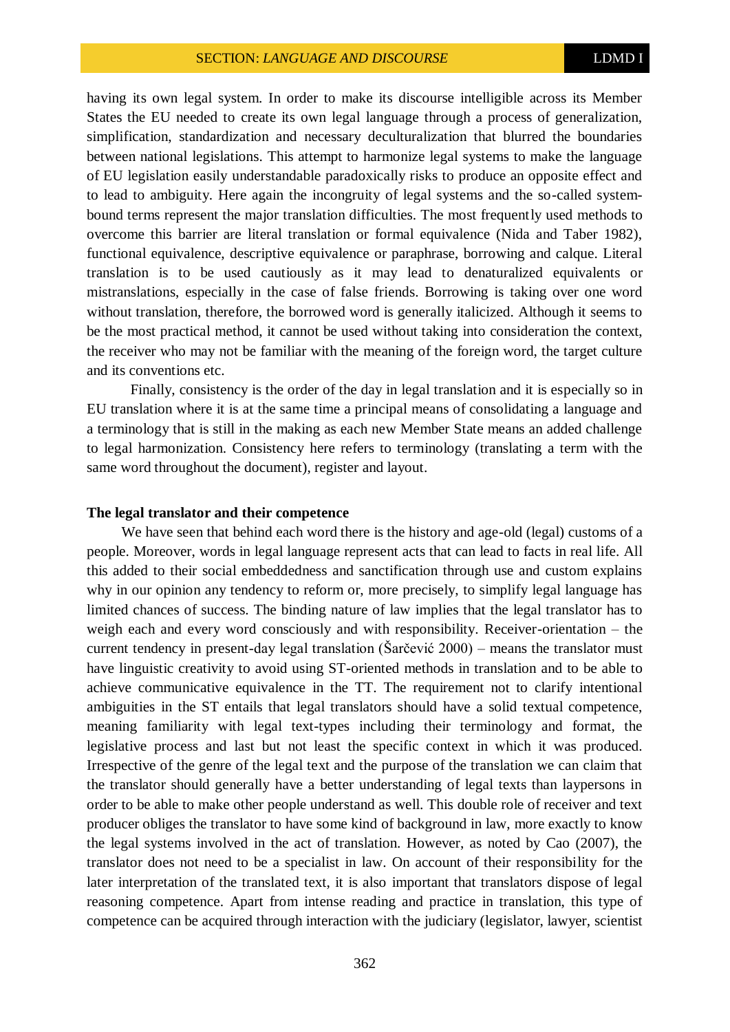having its own legal system. In order to make its discourse intelligible across its Member States the EU needed to create its own legal language through a process of generalization, simplification, standardization and necessary deculturalization that blurred the boundaries between national legislations. This attempt to harmonize legal systems to make the language of EU legislation easily understandable paradoxically risks to produce an opposite effect and to lead to ambiguity. Here again the incongruity of legal systems and the so-called system-bound terms represent the major translation difficulties. The most frequently used methods to overcome this barrier are literal translation or formal equivalence (Nida and Taber 1982), functional equivalence, descriptive equivalence or paraphrase, borrowing and calque. Literal translation is to be used cautiously as it may lead to denaturalized equivalents or mistranslations, especially in the case of false friends. Borrowing is taking over one word without translation, therefore, the borrowed word is generally italicized. Although it seems to be the most practical method, it cannot be used without taking into consideration the context, the receiver who may not be familiar with the meaning of the foreign word, the target culture and its conventions etc.

Finally, consistency is the order of the day in legal translation and it is especially so in EU translation where it is at the same time a principal means of consolidating a language and a terminology that is still in the making as each new Member State means an added challenge to legal harmonization. Consistency here refers to terminology (translating a term with the same word throughout the document), register and layout.

**The legal translator and their competence**

We have seen that behind each word there is the history and age-old (legal) customs of a people. Moreover, words in legal language represent acts that can lead to facts in real life. All this added to their social embeddedness and sanctification through use and custom explains why in our opinion any tendency to reform or, more precisely, to simplify legal language has limited chances of success. The binding nature of law implies that the legal translator has to weigh each and every word consciously and with responsibility. Receiver-orientation – the current tendency in present-day legal translation (Šarčević 2000) – means the translator must have linguistic creativity to avoid using ST-oriented methods in translation and to be able to achieve communicative equivalence in the TT. The requirement not to clarify intentional ambiguities in the ST entails that legal translators should have a solid textual competence, meaning familiarity with legal text-types including their terminology and format, the legislative process and last but not least the specific context in which it was produced. Irrespective of the genre of the legal text and the purpose of the translation we can claim that the translator should generally have a better understanding of legal texts than laypersons in order to be able to make other people understand as well. This double role of receiver and text producer obliges the translator to have some kind of background in law, more exactly to know the legal systems involved in the act of translation. However, as noted by Cao (2007), the translator does not need to be a specialist in law. On account of their responsibility for the later interpretation of the translated text, it is also important that translators dispose of legal reasoning competence. Apart from intense reading and practice in translation, this type of competence can be acquired through interaction with the judiciary (legislator, lawyer, scientist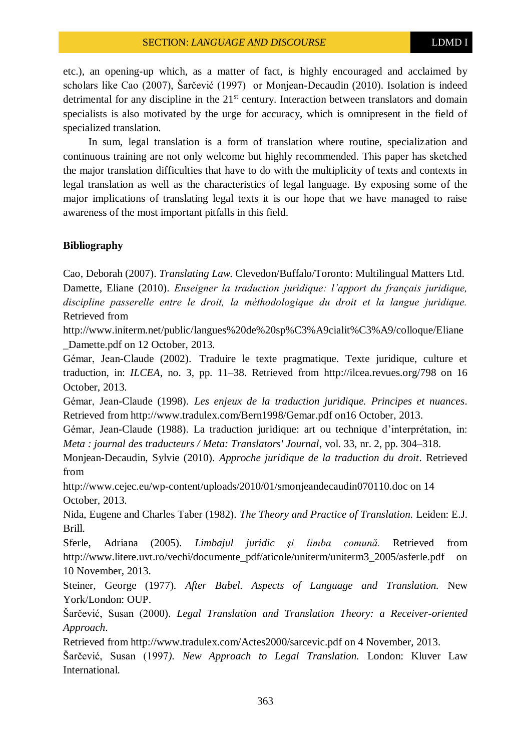etc.), an opening-up which, as a matter of fact, is highly encouraged and acclaimed by scholars like Cao (2007), Šarčević (1997) or Monjean-Decaudin (2010). Isolation is indeed detrimental for any discipline in the 21st century. Interaction between translators and domain specialists is also motivated by the urge for accuracy, which is omnipresent in the field of specialized translation.

In sum, legal translation is a form of translation where routine, specialization and continuous training are not only welcome but highly recommended. This paper has sketched the major translation difficulties that have to do with the multiplicity of texts and contexts in legal translation as well as the characteristics of legal language. By exposing some of the major implications of translating legal texts it is our hope that we have managed to raise awareness of the most important pitfalls in this field.

**Bibliography**

Cao, Deborah (2007). *Translating Law.* Clevedon/Buffalo/Toronto: Multilingual Matters Ltd.

Damette, Eliane (2010). *Enseigner la traduction juridique: l'apport du français juridique, discipline passerelle entre le droit, la méthodologique du droit et la langue juridique.* Retrieved from http://www.initerm.net/public/langues%20de%20sp%C3%A9cialit%C3%A9/colloque/Eliane_Damette.pdf on 12 October, 2013.

Gémar, Jean-Claude (2002). Traduire le texte pragmatique. Texte juridique, culture et traduction, in: *ILCEA*, no. 3, pp. 11–38. Retrieved from http://ilcea.revues.org/798 on 16 October, 2013.

Gémar, Jean-Claude (1998). *Les enjeux de la traduction juridique. Principes et nuances*. Retrieved from http://www.tradulex.com/Bern1998/Gemar.pdf on16 October, 2013.

Gémar, Jean-Claude (1988). La traduction juridique: art ou technique d'interprétation, in: *Meta : journal des traducteurs / Meta: Translators' Journal*, vol. 33, nr. 2, pp. 304–318.

Monjean-Decaudin, Sylvie (2010). *Approche juridique de la traduction du droit*. Retrieved from http://www.cejec.eu/wp-content/uploads/2010/01/smonjeandecaudin070110.doc on 14 October, 2013.

Nida, Eugene and Charles Taber (1982). *The Theory and Practice of Translation.* Leiden: E.J. Brill.

Sferle, Adriana (2005). *Limbajul juridic şi limba comună.* Retrieved from http://www.litere.uvt.ro/vechi/documente_pdf/aticole/uniterm/uniterm3_2005/asferle.pdf on 10 November, 2013.

Steiner, George (1977). *After Babel. Aspects of Language and Translation.* New York/London: OUP.

Šarčević, Susan (2000). *Legal Translation and Translation Theory: a Receiver-oriented Approach*. Retrieved from http://www.tradulex.com/Actes2000/sarcevic.pdf on 4 November, 2013.

Šarčević, Susan (1997). *New Approach to Legal Translation.* London: Kluver Law International.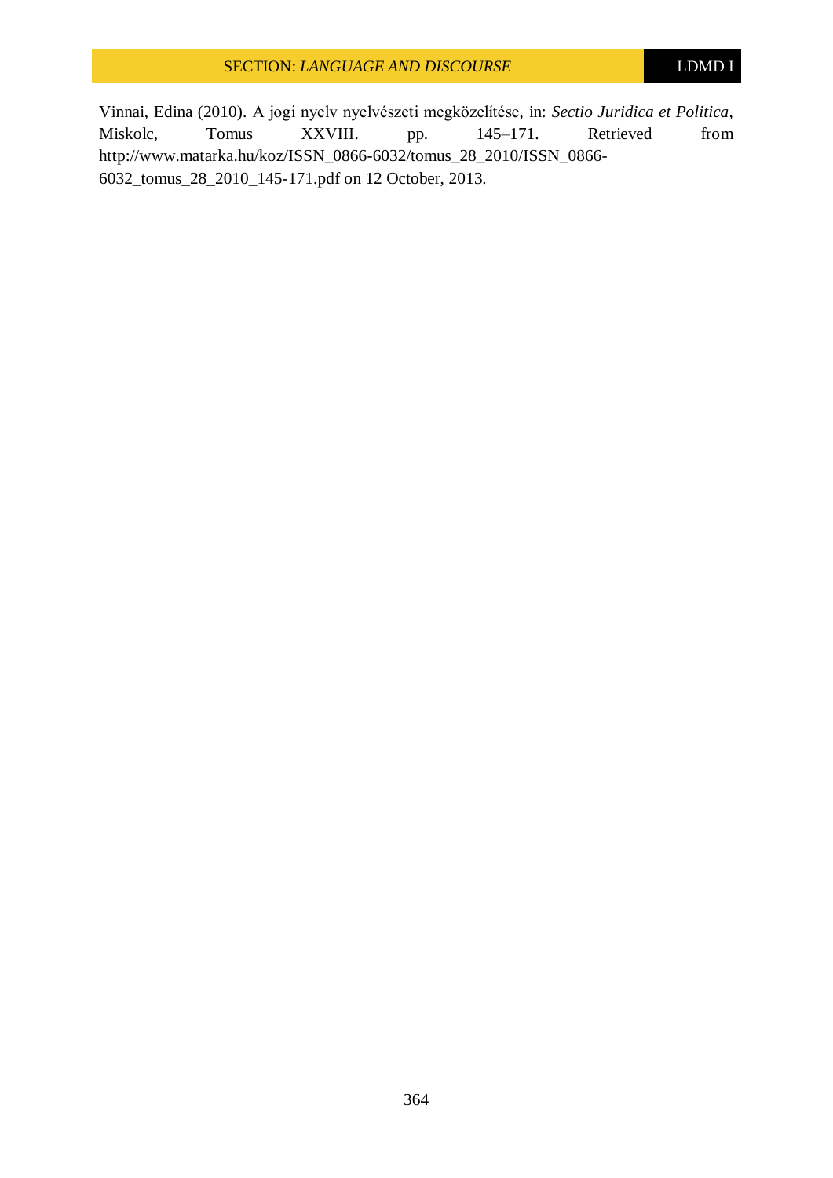Vinnai, Edina (2010). A jogi nyelv nyelvészeti megközelítése, in: *Sectio Juridica et Politica*, Miskolc, Tomus XXVIII. pp. 145–171. Retrieved from http://www.matarka.hu/koz/ISSN_0866-6032/tomus_28_2010/ISSN_0866-6032_tomus_28_2010_145-171.pdf on 12 October, 2013.